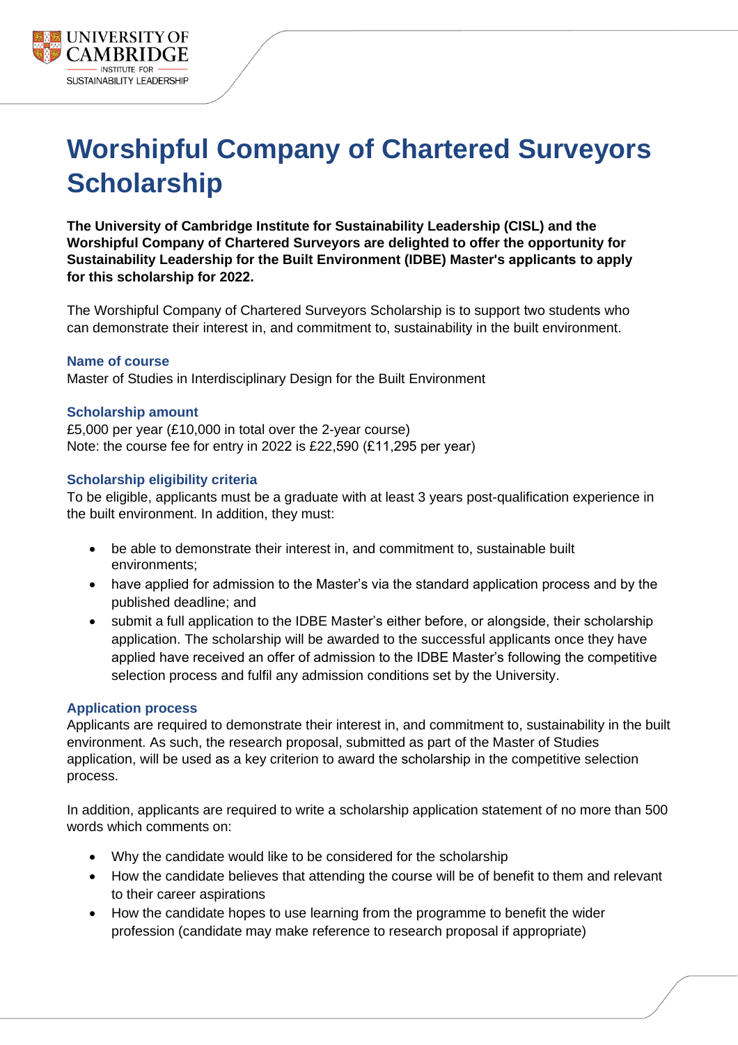# Worshipful Company of Chartered Surveyors Scholarship

**The University of Cambridge Institute for Sustainability Leadership (CISL) and the Worshipful Company of Chartered Surveyors are delighted to offer the opportunity for Sustainability Leadership for the Built Environment (IDBE) Master's applicants to apply for this scholarship for 2022.**

The Worshipful Company of Chartered Surveyors Scholarship is to support two students who can demonstrate their interest in, and commitment to, sustainability in the built environment.

### Name of course

Master of Studies in Interdisciplinary Design for the Built Environment

### Scholarship amount

£5,000 per year (£10,000 in total over the 2-year course)
Note: the course fee for entry in 2022 is £22,590 (£11,295 per year)

### Scholarship eligibility criteria

To be eligible, applicants must be a graduate with at least 3 years post-qualification experience in the built environment. In addition, they must:

- be able to demonstrate their interest in, and commitment to, sustainable built environments;
- have applied for admission to the Master's via the standard application process and by the published deadline; and
- submit a full application to the IDBE Master's either before, or alongside, their scholarship application. The scholarship will be awarded to the successful applicants once they have applied have received an offer of admission to the IDBE Master's following the competitive selection process and fulfil any admission conditions set by the University.

### Application process

Applicants are required to demonstrate their interest in, and commitment to, sustainability in the built environment. As such, the research proposal, submitted as part of the Master of Studies application, will be used as a key criterion to award the scholarship in the competitive selection process.

In addition, applicants are required to write a scholarship application statement of no more than 500 words which comments on:

- Why the candidate would like to be considered for the scholarship
- How the candidate believes that attending the course will be of benefit to them and relevant to their career aspirations
- How the candidate hopes to use learning from the programme to benefit the wider profession (candidate may make reference to research proposal if appropriate)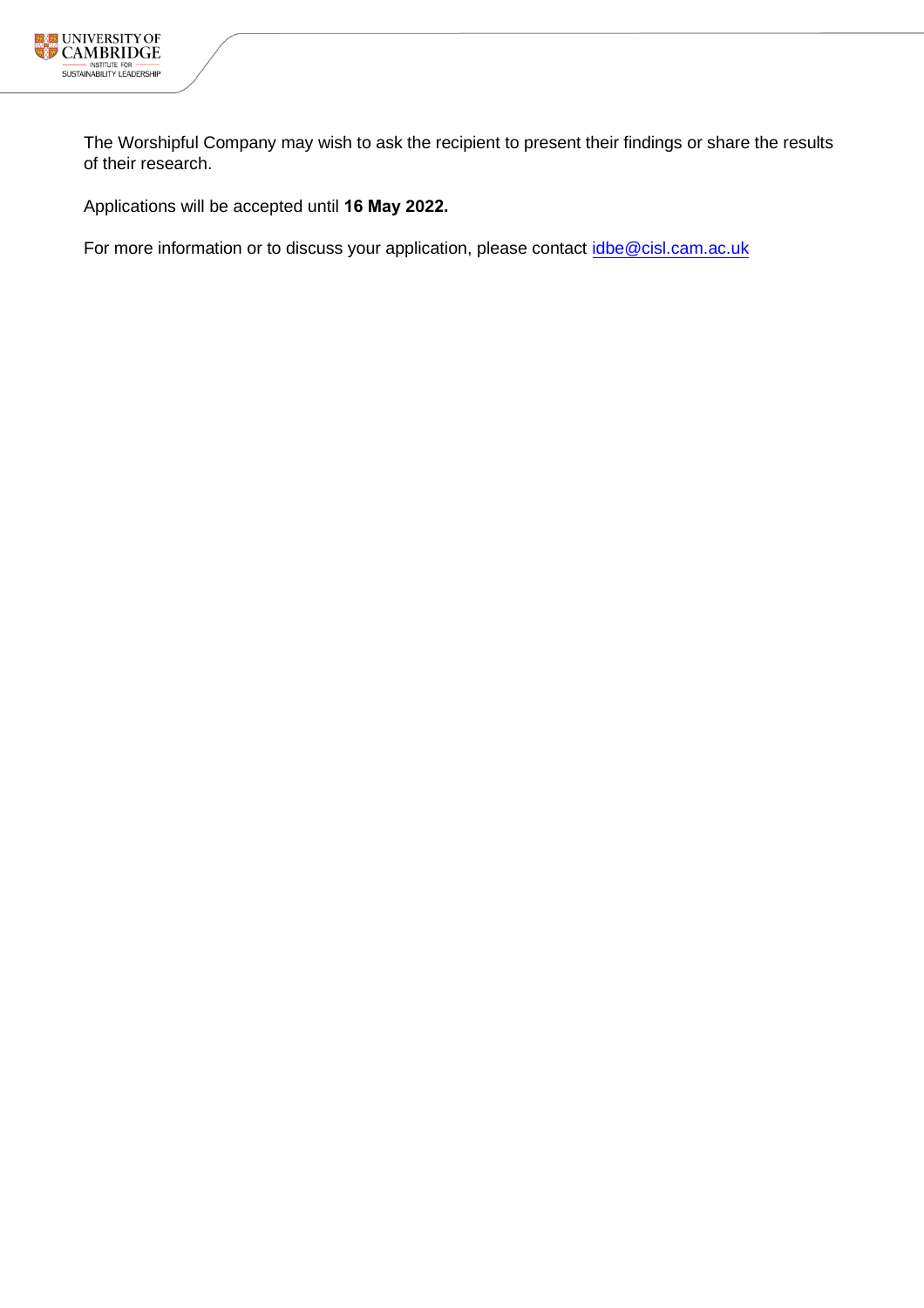The Worshipful Company may wish to ask the recipient to present their findings or share the results of their research.

Applications will be accepted until **16 May 2022.**

For more information or to discuss your application, please contact idbe@cisl.cam.ac.uk